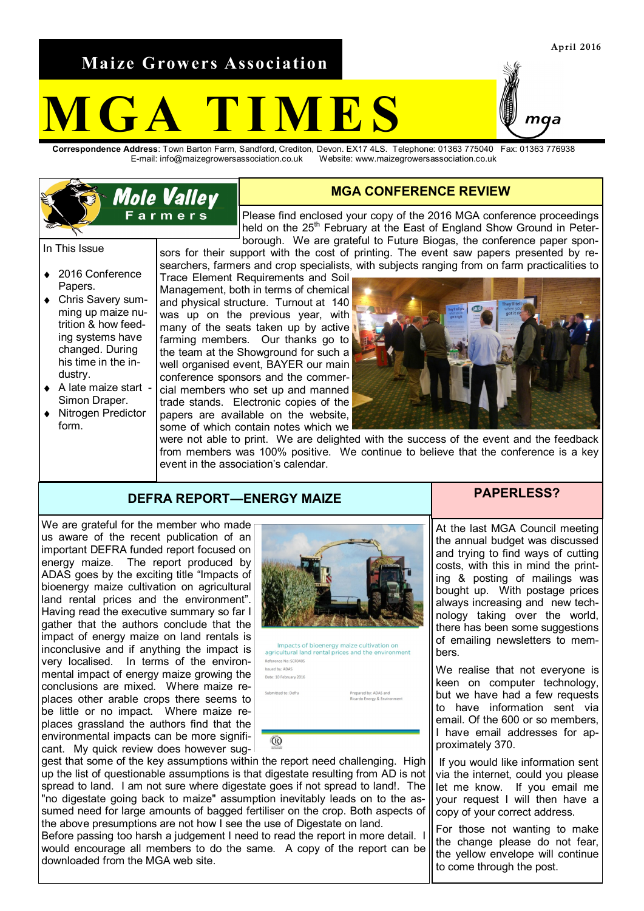# Maize Growers Association

# MGA TIMES

April 2016

**Correspondence Address**: Town Barton Farm, Sandford, Crediton, Devon. EX17 4LS. Telephone: 01363 775040 Fax: 01363 776938
E-mail: info@maizegrowersassociation.co.uk Website: www.maizegrowersassociation.co.uk

Mole Valley Farmers

In This Issue

- 2016 Conference Papers.
- Chris Savery summing up maize nutrition & how feeding systems have changed. During his time in the industry.
- A late maize start - Simon Draper.
- Nitrogen Predictor form.

## MGA CONFERENCE REVIEW

Please find enclosed your copy of the 2016 MGA conference proceedings held on the 25th February at the East of England Show Ground in Peterborough. We are grateful to Future Biogas, the conference paper sponsors for their support with the cost of printing. The event saw papers presented by researchers, farmers and crop specialists, with subjects ranging from on farm practicalities to Trace Element Requirements and Soil Management, both in terms of chemical and physical structure. Turnout at 140 was up on the previous year, with many of the seats taken up by active farming members. Our thanks go to the team at the Showground for such a well organised event, BAYER our main conference sponsors and the commercial members who set up and manned trade stands. Electronic copies of the papers are available on the website, some of which contain notes which we were not able to print. We are delighted with the success of the event and the feedback from members was 100% positive. We continue to believe that the conference is a key event in the association's calendar.

## DEFRA REPORT—ENERGY MAIZE

We are grateful for the member who made us aware of the recent publication of an important DEFRA funded report focused on energy maize. The report produced by ADAS goes by the exciting title "Impacts of bioenergy maize cultivation on agricultural land rental prices and the environment". Having read the executive summary so far I gather that the authors conclude that the impact of energy maize on land rentals is inconclusive and if anything the impact is very localised. In terms of the environmental impact of energy maize growing the conclusions are mixed. Where maize replaces other arable crops there seems to be little or no impact. Where maize replaces grassland the authors find that the environmental impacts can be more significant. My quick review does however suggest that some of the key assumptions within the report need challenging. High up the list of questionable assumptions is that digestate resulting from AD is not spread to land. I am not sure where digestate goes if not spread to land!. The "no digestate going back to maize" assumption inevitably leads on to the assumed need for large amounts of bagged fertiliser on the crop. Both aspects of the above presumptions are not how I see the use of Digestate on land.
Before passing too harsh a judgement I need to read the report in more detail. I would encourage all members to do the same. A copy of the report can be downloaded from the MGA web site.

Impacts of bioenergy maize cultivation on agricultural land rental prices and the environment
Reference No: SCF0405
Issued by: ADAS
Date: 10 February 2016
Submitted to: Defra
Prepared by: ADAS and Ricardo Energy & Environment

## PAPERLESS?

At the last MGA Council meeting the annual budget was discussed and trying to find ways of cutting costs, with this in mind the printing & posting of mailings was bought up. With postage prices always increasing and new technology taking over the world, there has been some suggestions of emailing newsletters to members.

We realise that not everyone is keen on computer technology, but we have had a few requests to have information sent via email. Of the 600 or so members, I have email addresses for approximately 370.

If you would like information sent via the internet, could you please let me know. If you email me your request I will then have a copy of your correct address.

For those not wanting to make the change please do not fear, the yellow envelope will continue to come through the post.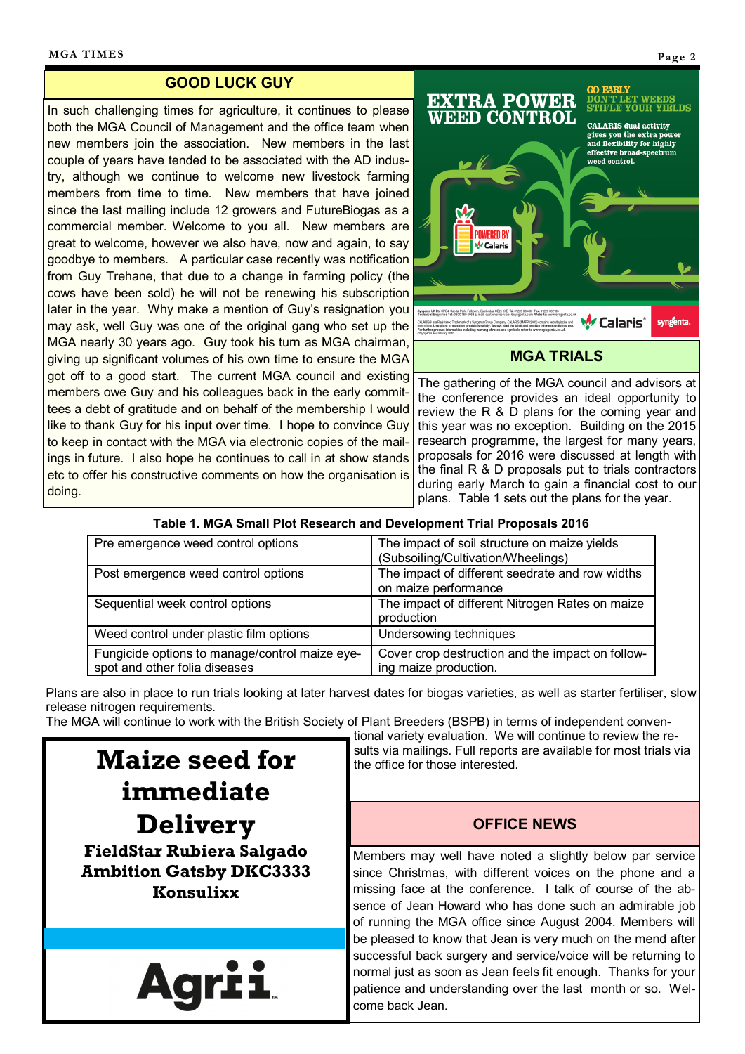## GOOD LUCK GUY

In such challenging times for agriculture, it continues to please both the MGA Council of Management and the office team when new members join the association. New members in the last couple of years have tended to be associated with the AD industry, although we continue to welcome new livestock farming members from time to time. New members that have joined since the last mailing include 12 growers and FutureBiogas as a commercial member. Welcome to you all. New members are great to welcome, however we also have, now and again, to say goodbye to members. A particular case recently was notification from Guy Trehane, that due to a change in farming policy (the cows have been sold) he will not be renewing his subscription later in the year. Why make a mention of Guy's resignation you may ask, well Guy was one of the original gang who set up the MGA nearly 30 years ago. Guy took his turn as MGA chairman, giving up significant volumes of his own time to ensure the MGA got off to a good start. The current MGA council and existing members owe Guy and his colleagues back in the early committees a debt of gratitude and on behalf of the membership I would like to thank Guy for his input over time. I hope to convince Guy to keep in contact with the MGA via electronic copies of the mailings in future. I also hope he continues to call in at show stands etc to offer his constructive comments on how the organisation is doing.

**EXTRA POWER WEED CONTROL**

**GO EARLY DON'T LET WEEDS STIFLE YOUR YIELDS**

**CALARIS dual activity gives you the extra power and flexibility for highly effective broad-spectrum weed control.**

POWERED BY Calaris

Calaris® syngenta.

## MGA TRIALS

The gathering of the MGA council and advisors at the conference provides an ideal opportunity to review the R & D plans for the coming year and this year was no exception. Building on the 2015 research programme, the largest for many years, proposals for 2016 were discussed at length with the final R & D proposals put to trials contractors during early March to gain a financial cost to our plans. Table 1 sets out the plans for the year.

**Table 1. MGA Small Plot Research and Development Trial Proposals 2016**

| | |
|---|---|
| Pre emergence weed control options | The impact of soil structure on maize yields (Subsoiling/Cultivation/Wheelings) |
| Post emergence weed control options | The impact of different seedrate and row widths on maize performance |
| Sequential week control options | The impact of different Nitrogen Rates on maize production |
| Weed control under plastic film options | Undersowing techniques |
| Fungicide options to manage/control maize eyespot and other folia diseases | Cover crop destruction and the impact on following maize production. |

Plans are also in place to run trials looking at later harvest dates for biogas varieties, as well as starter fertiliser, slow release nitrogen requirements.

The MGA will continue to work with the British Society of Plant Breeders (BSPB) in terms of independent conventional variety evaluation. We will continue to review the results via mailings. Full reports are available for most trials via the office for those interested.

# Maize seed for immediate Delivery

**FieldStar Rubiera Salgado Ambition Gatsby DKC3333 Konsulixx**

**Agrii**

## OFFICE NEWS

Members may well have noted a slightly below par service since Christmas, with different voices on the phone and a missing face at the conference. I talk of course of the absence of Jean Howard who has done such an admirable job of running the MGA office since August 2004. Members will be pleased to know that Jean is very much on the mend after successful back surgery and service/voice will be returning to normal just as soon as Jean feels fit enough. Thanks for your patience and understanding over the last month or so. Welcome back Jean.